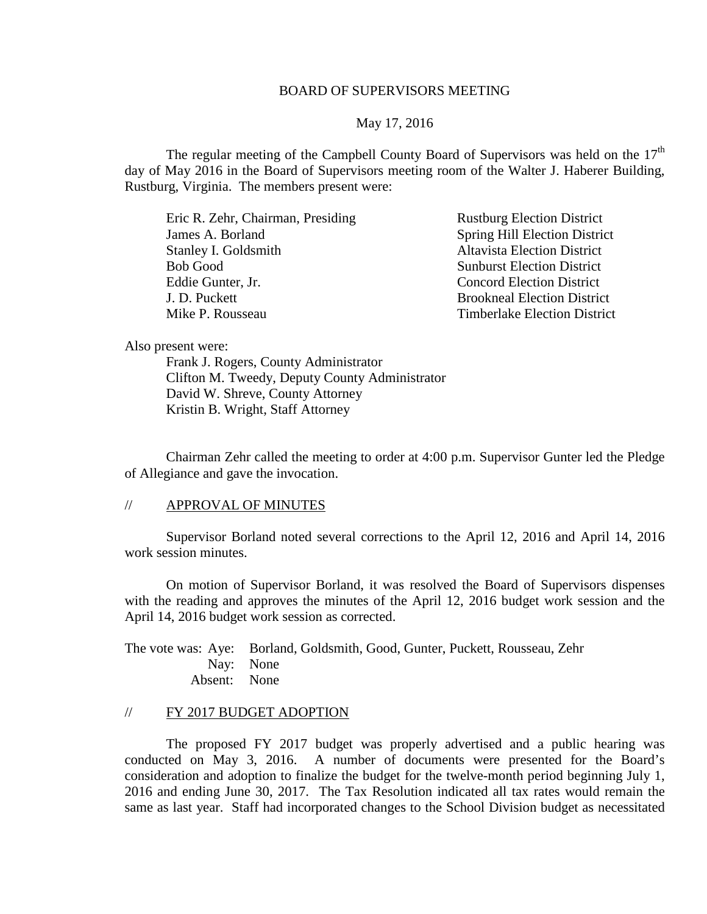# BOARD OF SUPERVISORS MEETING

May 17, 2016

The regular meeting of the Campbell County Board of Supervisors was held on the 17th day of May 2016 in the Board of Supervisors meeting room of the Walter J. Haberer Building, Rustburg, Virginia. The members present were:

| | |
|---|---|
| Eric R. Zehr, Chairman, Presiding | Rustburg Election District |
| James A. Borland | Spring Hill Election District |
| Stanley I. Goldsmith | Altavista Election District |
| Bob Good | Sunburst Election District |
| Eddie Gunter, Jr. | Concord Election District |
| J. D. Puckett | Brookneal Election District |
| Mike P. Rousseau | Timberlake Election District |

Also present were:

Frank J. Rogers, County Administrator
Clifton M. Tweedy, Deputy County Administrator
David W. Shreve, County Attorney
Kristin B. Wright, Staff Attorney

Chairman Zehr called the meeting to order at 4:00 p.m. Supervisor Gunter led the Pledge of Allegiance and gave the invocation.

## // APPROVAL OF MINUTES

Supervisor Borland noted several corrections to the April 12, 2016 and April 14, 2016 work session minutes.

On motion of Supervisor Borland, it was resolved the Board of Supervisors dispenses with the reading and approves the minutes of the April 12, 2016 budget work session and the April 14, 2016 budget work session as corrected.

The vote was: Aye: Borland, Goldsmith, Good, Gunter, Puckett, Rousseau, Zehr
Nay: None
Absent: None

## // FY 2017 BUDGET ADOPTION

The proposed FY 2017 budget was properly advertised and a public hearing was conducted on May 3, 2016. A number of documents were presented for the Board's consideration and adoption to finalize the budget for the twelve-month period beginning July 1, 2016 and ending June 30, 2017. The Tax Resolution indicated all tax rates would remain the same as last year. Staff had incorporated changes to the School Division budget as necessitated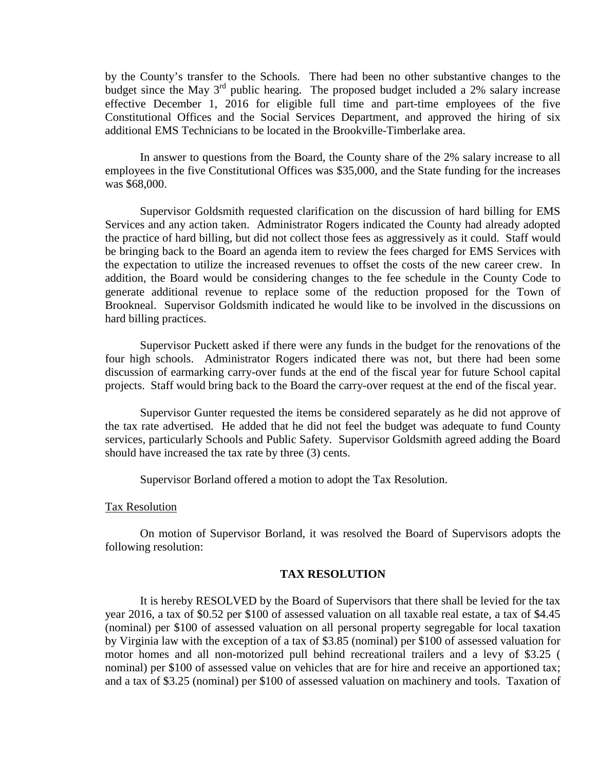by the County's transfer to the Schools. There had been no other substantive changes to the budget since the May 3rd public hearing. The proposed budget included a 2% salary increase effective December 1, 2016 for eligible full time and part-time employees of the five Constitutional Offices and the Social Services Department, and approved the hiring of six additional EMS Technicians to be located in the Brookville-Timberlake area.

In answer to questions from the Board, the County share of the 2% salary increase to all employees in the five Constitutional Offices was $35,000, and the State funding for the increases was $68,000.

Supervisor Goldsmith requested clarification on the discussion of hard billing for EMS Services and any action taken. Administrator Rogers indicated the County had already adopted the practice of hard billing, but did not collect those fees as aggressively as it could. Staff would be bringing back to the Board an agenda item to review the fees charged for EMS Services with the expectation to utilize the increased revenues to offset the costs of the new career crew. In addition, the Board would be considering changes to the fee schedule in the County Code to generate additional revenue to replace some of the reduction proposed for the Town of Brookneal. Supervisor Goldsmith indicated he would like to be involved in the discussions on hard billing practices.

Supervisor Puckett asked if there were any funds in the budget for the renovations of the four high schools. Administrator Rogers indicated there was not, but there had been some discussion of earmarking carry-over funds at the end of the fiscal year for future School capital projects. Staff would bring back to the Board the carry-over request at the end of the fiscal year.

Supervisor Gunter requested the items be considered separately as he did not approve of the tax rate advertised. He added that he did not feel the budget was adequate to fund County services, particularly Schools and Public Safety. Supervisor Goldsmith agreed adding the Board should have increased the tax rate by three (3) cents.

Supervisor Borland offered a motion to adopt the Tax Resolution.

Tax Resolution

On motion of Supervisor Borland, it was resolved the Board of Supervisors adopts the following resolution:

**TAX RESOLUTION**

It is hereby RESOLVED by the Board of Supervisors that there shall be levied for the tax year 2016, a tax of $0.52 per $100 of assessed valuation on all taxable real estate, a tax of $4.45 (nominal) per $100 of assessed valuation on all personal property segregable for local taxation by Virginia law with the exception of a tax of $3.85 (nominal) per $100 of assessed valuation for motor homes and all non-motorized pull behind recreational trailers and a levy of $3.25 ( nominal) per $100 of assessed value on vehicles that are for hire and receive an apportioned tax; and a tax of $3.25 (nominal) per $100 of assessed valuation on machinery and tools. Taxation of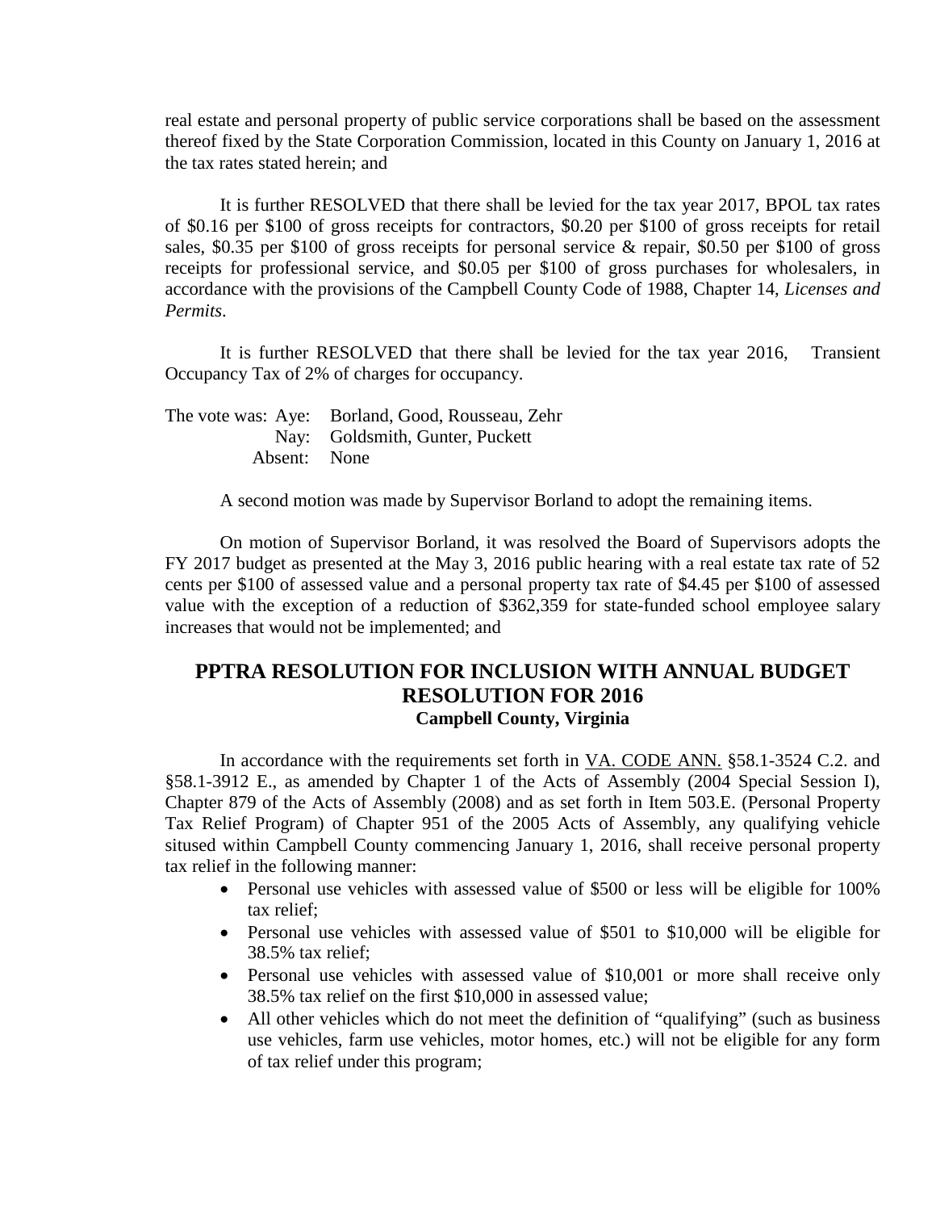real estate and personal property of public service corporations shall be based on the assessment thereof fixed by the State Corporation Commission, located in this County on January 1, 2016 at the tax rates stated herein; and

It is further RESOLVED that there shall be levied for the tax year 2017, BPOL tax rates of $0.16 per $100 of gross receipts for contractors, $0.20 per $100 of gross receipts for retail sales, $0.35 per $100 of gross receipts for personal service & repair, $0.50 per $100 of gross receipts for professional service, and $0.05 per $100 of gross purchases for wholesalers, in accordance with the provisions of the Campbell County Code of 1988, Chapter 14, *Licenses and Permits*.

It is further RESOLVED that there shall be levied for the tax year 2016, Transient Occupancy Tax of 2% of charges for occupancy.

The vote was: Aye: Borland, Good, Rousseau, Zehr
Nay: Goldsmith, Gunter, Puckett
Absent: None

A second motion was made by Supervisor Borland to adopt the remaining items.

On motion of Supervisor Borland, it was resolved the Board of Supervisors adopts the FY 2017 budget as presented at the May 3, 2016 public hearing with a real estate tax rate of 52 cents per $100 of assessed value and a personal property tax rate of $4.45 per $100 of assessed value with the exception of a reduction of $362,359 for state-funded school employee salary increases that would not be implemented; and

## PPTRA RESOLUTION FOR INCLUSION WITH ANNUAL BUDGET RESOLUTION FOR 2016

**Campbell County, Virginia**

In accordance with the requirements set forth in VA. CODE ANN. §58.1-3524 C.2. and §58.1-3912 E., as amended by Chapter 1 of the Acts of Assembly (2004 Special Session I), Chapter 879 of the Acts of Assembly (2008) and as set forth in Item 503.E. (Personal Property Tax Relief Program) of Chapter 951 of the 2005 Acts of Assembly, any qualifying vehicle sitused within Campbell County commencing January 1, 2016, shall receive personal property tax relief in the following manner:

- Personal use vehicles with assessed value of $500 or less will be eligible for 100% tax relief;
- Personal use vehicles with assessed value of $501 to $10,000 will be eligible for 38.5% tax relief;
- Personal use vehicles with assessed value of $10,001 or more shall receive only 38.5% tax relief on the first $10,000 in assessed value;
- All other vehicles which do not meet the definition of "qualifying" (such as business use vehicles, farm use vehicles, motor homes, etc.) will not be eligible for any form of tax relief under this program;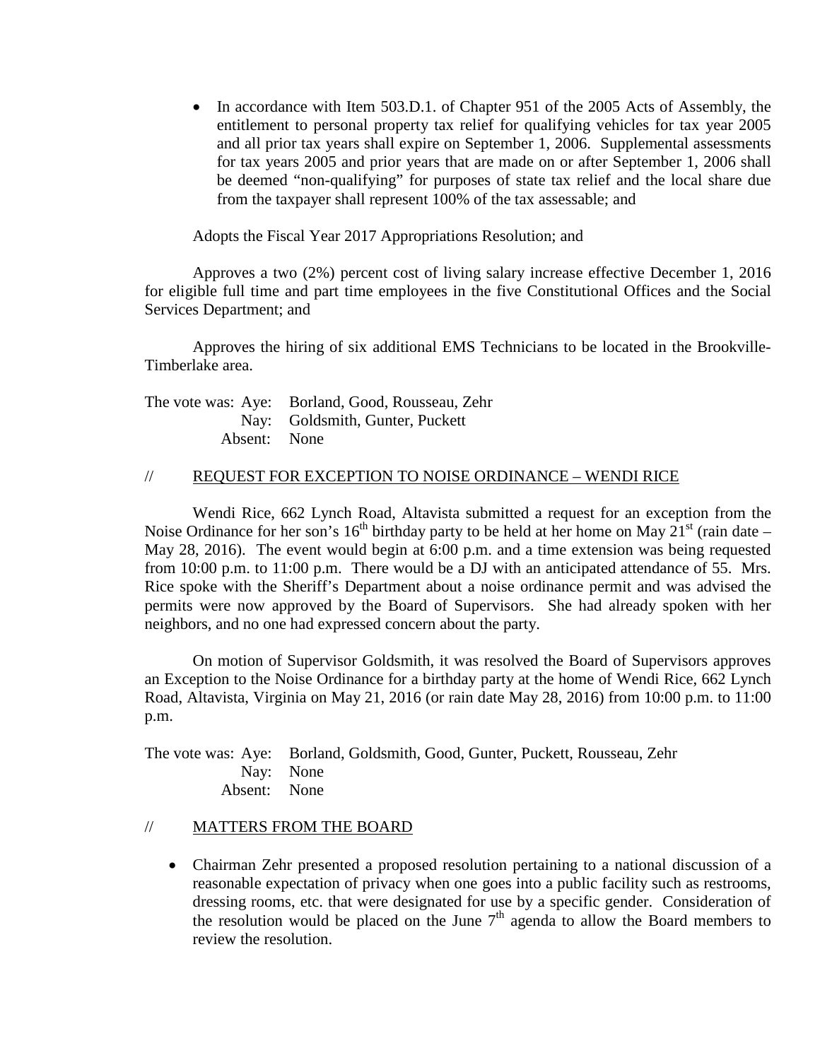- In accordance with Item 503.D.1. of Chapter 951 of the 2005 Acts of Assembly, the entitlement to personal property tax relief for qualifying vehicles for tax year 2005 and all prior tax years shall expire on September 1, 2006. Supplemental assessments for tax years 2005 and prior years that are made on or after September 1, 2006 shall be deemed "non-qualifying" for purposes of state tax relief and the local share due from the taxpayer shall represent 100% of the tax assessable; and

Adopts the Fiscal Year 2017 Appropriations Resolution; and

Approves a two (2%) percent cost of living salary increase effective December 1, 2016 for eligible full time and part time employees in the five Constitutional Offices and the Social Services Department; and

Approves the hiring of six additional EMS Technicians to be located in the Brookville-Timberlake area.

The vote was: Aye: Borland, Good, Rousseau, Zehr
Nay: Goldsmith, Gunter, Puckett
Absent: None

## // REQUEST FOR EXCEPTION TO NOISE ORDINANCE – WENDI RICE

Wendi Rice, 662 Lynch Road, Altavista submitted a request for an exception from the Noise Ordinance for her son's 16th birthday party to be held at her home on May 21st (rain date – May 28, 2016). The event would begin at 6:00 p.m. and a time extension was being requested from 10:00 p.m. to 11:00 p.m. There would be a DJ with an anticipated attendance of 55. Mrs. Rice spoke with the Sheriff's Department about a noise ordinance permit and was advised the permits were now approved by the Board of Supervisors. She had already spoken with her neighbors, and no one had expressed concern about the party.

On motion of Supervisor Goldsmith, it was resolved the Board of Supervisors approves an Exception to the Noise Ordinance for a birthday party at the home of Wendi Rice, 662 Lynch Road, Altavista, Virginia on May 21, 2016 (or rain date May 28, 2016) from 10:00 p.m. to 11:00 p.m.

The vote was: Aye: Borland, Goldsmith, Good, Gunter, Puckett, Rousseau, Zehr
Nay: None
Absent: None

## // MATTERS FROM THE BOARD

- Chairman Zehr presented a proposed resolution pertaining to a national discussion of a reasonable expectation of privacy when one goes into a public facility such as restrooms, dressing rooms, etc. that were designated for use by a specific gender. Consideration of the resolution would be placed on the June 7th agenda to allow the Board members to review the resolution.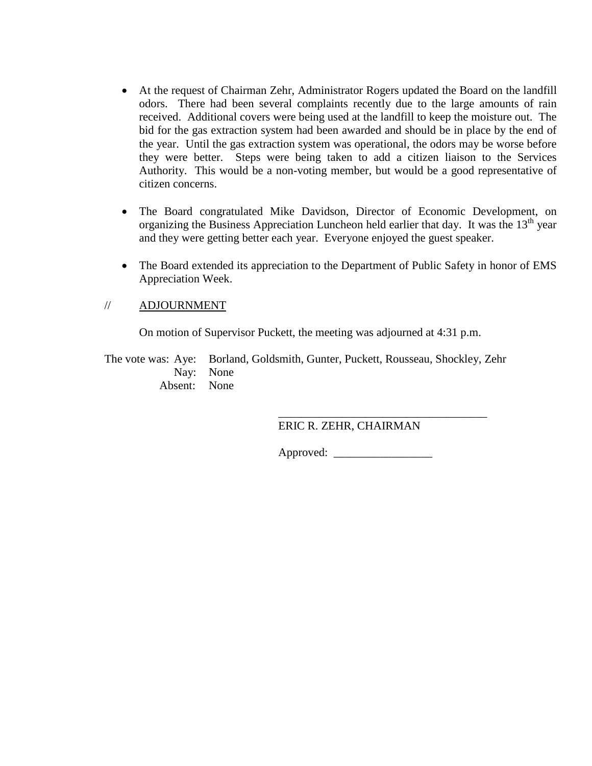- At the request of Chairman Zehr, Administrator Rogers updated the Board on the landfill odors. There had been several complaints recently due to the large amounts of rain received. Additional covers were being used at the landfill to keep the moisture out. The bid for the gas extraction system had been awarded and should be in place by the end of the year. Until the gas extraction system was operational, the odors may be worse before they were better. Steps were being taken to add a citizen liaison to the Services Authority. This would be a non-voting member, but would be a good representative of citizen concerns.

- The Board congratulated Mike Davidson, Director of Economic Development, on organizing the Business Appreciation Luncheon held earlier that day. It was the 13th year and they were getting better each year. Everyone enjoyed the guest speaker.

- The Board extended its appreciation to the Department of Public Safety in honor of EMS Appreciation Week.

// ADJOURNMENT

On motion of Supervisor Puckett, the meeting was adjourned at 4:31 p.m.

The vote was: Aye: Borland, Goldsmith, Gunter, Puckett, Rousseau, Shockley, Zehr
Nay: None
Absent: None

\_\_\_\_\_\_\_\_\_\_\_\_\_\_\_\_\_\_\_\_\_\_\_\_\_\_\_\_\_\_\_\_\_\_\_\_

ERIC R. ZEHR, CHAIRMAN

Approved: \_\_\_\_\_\_\_\_\_\_\_\_\_\_\_\_\_